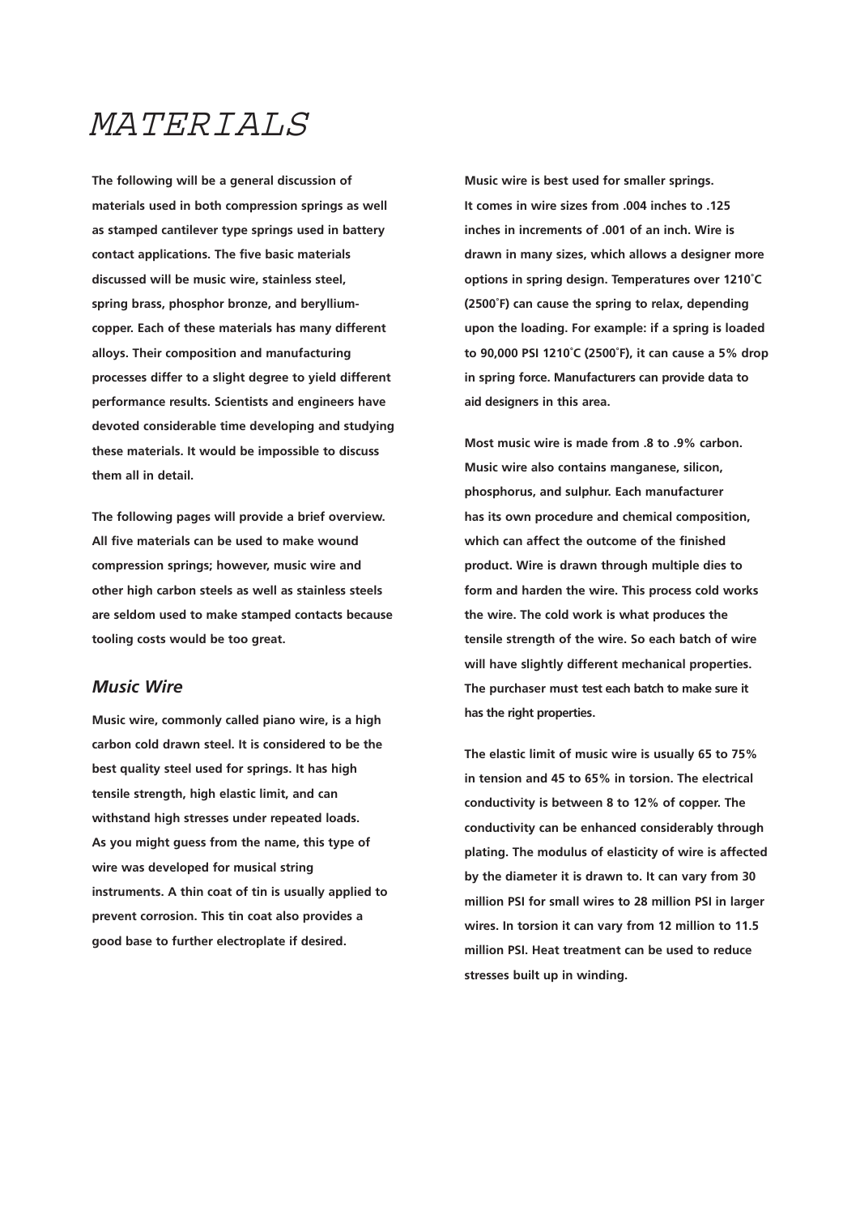# MATERIALS

**The following will be a general discussion of materials used in both compression springs as well as stamped cantilever type springs used in battery contact applications. The five basic materials discussed will be music wire, stainless steel, spring brass, phosphor bronze, and beryllium-copper. Each of these materials has many different alloys. Their composition and manufacturing processes differ to a slight degree to yield different performance results. Scientists and engineers have devoted considerable time developing and studying these materials. It would be impossible to discuss them all in detail.**

**The following pages will provide a brief overview. All five materials can be used to make wound compression springs; however, music wire and other high carbon steels as well as stainless steels are seldom used to make stamped contacts because tooling costs would be too great.**

## *Music Wire*

**Music wire, commonly called piano wire, is a high carbon cold drawn steel. It is considered to be the best quality steel used for springs. It has high tensile strength, high elastic limit, and can withstand high stresses under repeated loads. As you might guess from the name, this type of wire was developed for musical string instruments. A thin coat of tin is usually applied to prevent corrosion. This tin coat also provides a good base to further electroplate if desired.**

**Music wire is best used for smaller springs. It comes in wire sizes from .004 inches to .125 inches in increments of .001 of an inch. Wire is drawn in many sizes, which allows a designer more options in spring design. Temperatures over 1210˚C (2500˚F) can cause the spring to relax, depending upon the loading. For example: if a spring is loaded to 90,000 PSI 1210˚C (2500˚F), it can cause a 5% drop in spring force. Manufacturers can provide data to aid designers in this area.**

**Most music wire is made from .8 to .9% carbon. Music wire also contains manganese, silicon, phosphorus, and sulphur. Each manufacturer has its own procedure and chemical composition, which can affect the outcome of the finished product. Wire is drawn through multiple dies to form and harden the wire. This process cold works the wire. The cold work is what produces the tensile strength of the wire. So each batch of wire will have slightly different mechanical properties. The purchaser must test each batch to make sure it has the right properties.**

**The elastic limit of music wire is usually 65 to 75% in tension and 45 to 65% in torsion. The electrical conductivity is between 8 to 12% of copper. The conductivity can be enhanced considerably through plating. The modulus of elasticity of wire is affected by the diameter it is drawn to. It can vary from 30 million PSI for small wires to 28 million PSI in larger wires. In torsion it can vary from 12 million to 11.5 million PSI. Heat treatment can be used to reduce stresses built up in winding.**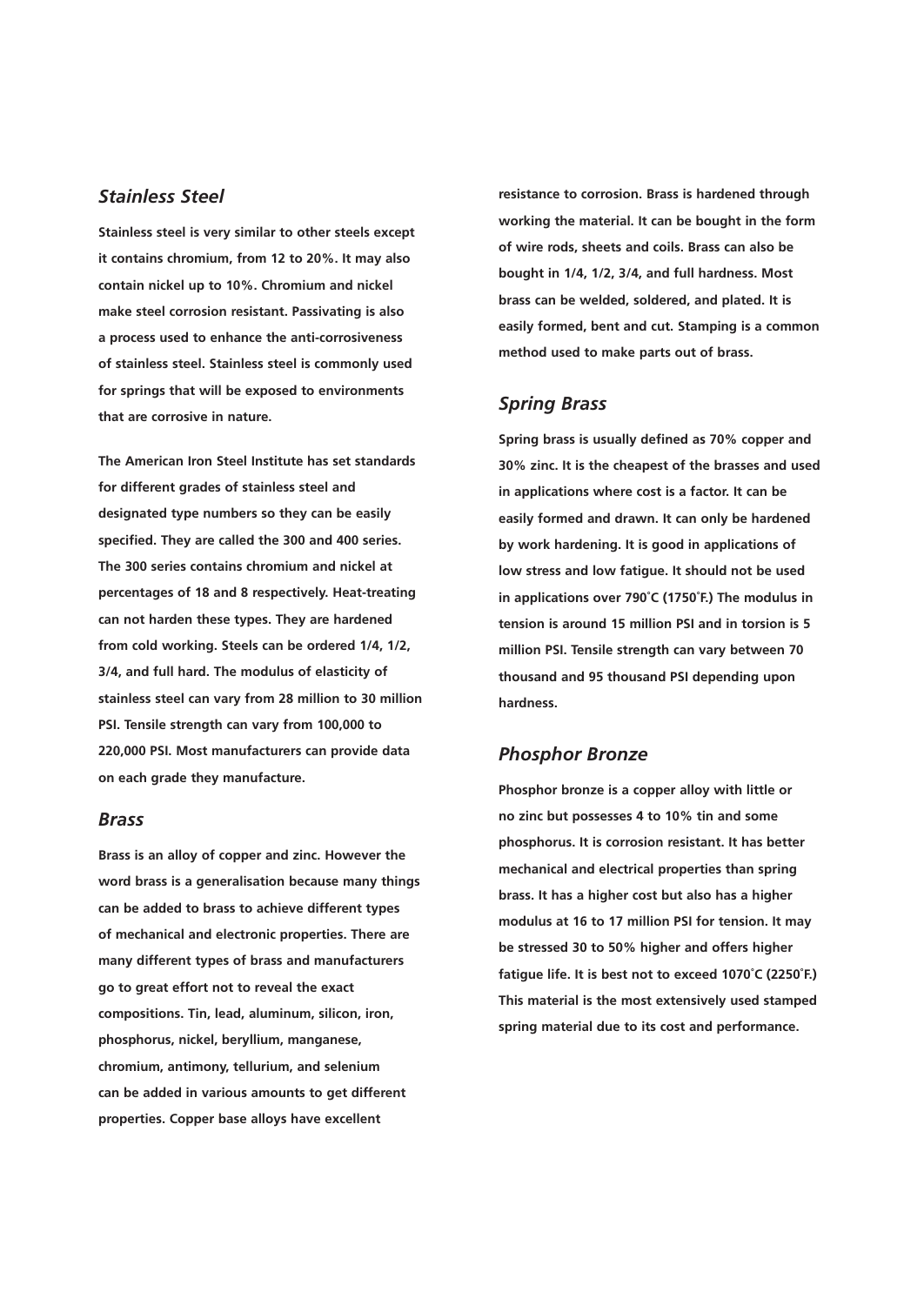## *Stainless Steel*

**Stainless steel is very similar to other steels except it contains chromium, from 12 to 20%. It may also contain nickel up to 10%. Chromium and nickel make steel corrosion resistant. Passivating is also a process used to enhance the anti-corrosiveness of stainless steel. Stainless steel is commonly used for springs that will be exposed to environments that are corrosive in nature.**

**The American Iron Steel Institute has set standards for different grades of stainless steel and designated type numbers so they can be easily specified. They are called the 300 and 400 series. The 300 series contains chromium and nickel at percentages of 18 and 8 respectively. Heat-treating can not harden these types. They are hardened from cold working. Steels can be ordered 1/4, 1/2, 3/4, and full hard. The modulus of elasticity of stainless steel can vary from 28 million to 30 million PSI. Tensile strength can vary from 100,000 to 220,000 PSI. Most manufacturers can provide data on each grade they manufacture.**

## *Brass*

**Brass is an alloy of copper and zinc. However the word brass is a generalisation because many things can be added to brass to achieve different types of mechanical and electronic properties. There are many different types of brass and manufacturers go to great effort not to reveal the exact compositions. Tin, lead, aluminum, silicon, iron, phosphorus, nickel, beryllium, manganese, chromium, antimony, tellurium, and selenium can be added in various amounts to get different properties. Copper base alloys have excellent resistance to corrosion. Brass is hardened through working the material. It can be bought in the form of wire rods, sheets and coils. Brass can also be bought in 1/4, 1/2, 3/4, and full hardness. Most brass can be welded, soldered, and plated. It is easily formed, bent and cut. Stamping is a common method used to make parts out of brass.**

## *Spring Brass*

**Spring brass is usually defined as 70% copper and 30% zinc. It is the cheapest of the brasses and used in applications where cost is a factor. It can be easily formed and drawn. It can only be hardened by work hardening. It is good in applications of low stress and low fatigue. It should not be used in applications over 790˚C (1750˚F.) The modulus in tension is around 15 million PSI and in torsion is 5 million PSI. Tensile strength can vary between 70 thousand and 95 thousand PSI depending upon hardness.**

## *Phosphor Bronze*

**Phosphor bronze is a copper alloy with little or no zinc but possesses 4 to 10% tin and some phosphorus. It is corrosion resistant. It has better mechanical and electrical properties than spring brass. It has a higher cost but also has a higher modulus at 16 to 17 million PSI for tension. It may be stressed 30 to 50% higher and offers higher fatigue life. It is best not to exceed 1070˚C (2250˚F.) This material is the most extensively used stamped spring material due to its cost and performance.**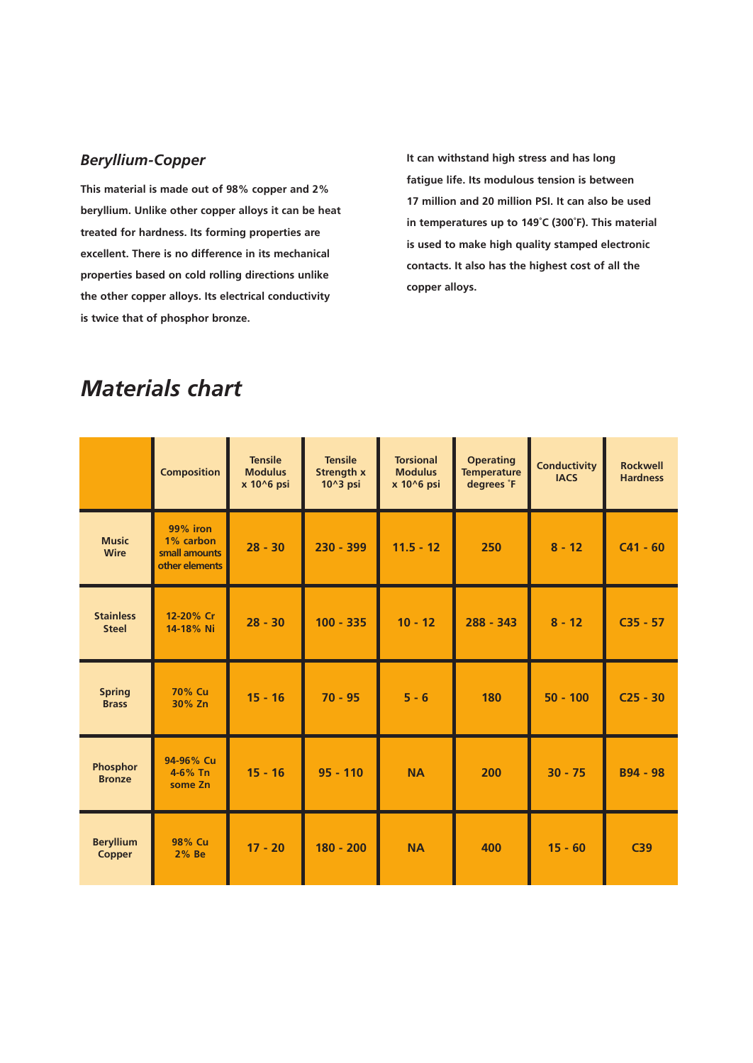### *Beryllium-Copper*

**This material is made out of 98% copper and 2% beryllium. Unlike other copper alloys it can be heat treated for hardness. Its forming properties are excellent. There is no difference in its mechanical properties based on cold rolling directions unlike the other copper alloys. Its electrical conductivity is twice that of phosphor bronze.**

**It can withstand high stress and has long fatigue life. Its modulous tension is between 17 million and 20 million PSI. It can also be used in temperatures up to 149˚C (300˚F). This material is used to make high quality stamped electronic contacts. It also has the highest cost of all the copper alloys.**

# *Materials chart*

| | Composition | Tensile Modulus x 10^6 psi | Tensile Strength x 10^3 psi | Torsional Modulus x 10^6 psi | Operating Temperature degrees ˚F | Conductivity IACS | Rockwell Hardness |
|---|---|---|---|---|---|---|---|
| Music Wire | 99% iron 1% carbon small amounts other elements | 28 - 30 | 230 - 399 | 11.5 - 12 | 250 | 8 - 12 | C41 - 60 |
| Stainless Steel | 12-20% Cr 14-18% Ni | 28 - 30 | 100 - 335 | 10 - 12 | 288 - 343 | 8 - 12 | C35 - 57 |
| Spring Brass | 70% Cu 30% Zn | 15 - 16 | 70 - 95 | 5 - 6 | 180 | 50 - 100 | C25 - 30 |
| Phosphor Bronze | 94-96% Cu 4-6% Tn some Zn | 15 - 16 | 95 - 110 | NA | 200 | 30 - 75 | B94 - 98 |
| Beryllium Copper | 98% Cu 2% Be | 17 - 20 | 180 - 200 | NA | 400 | 15 - 60 | C39 |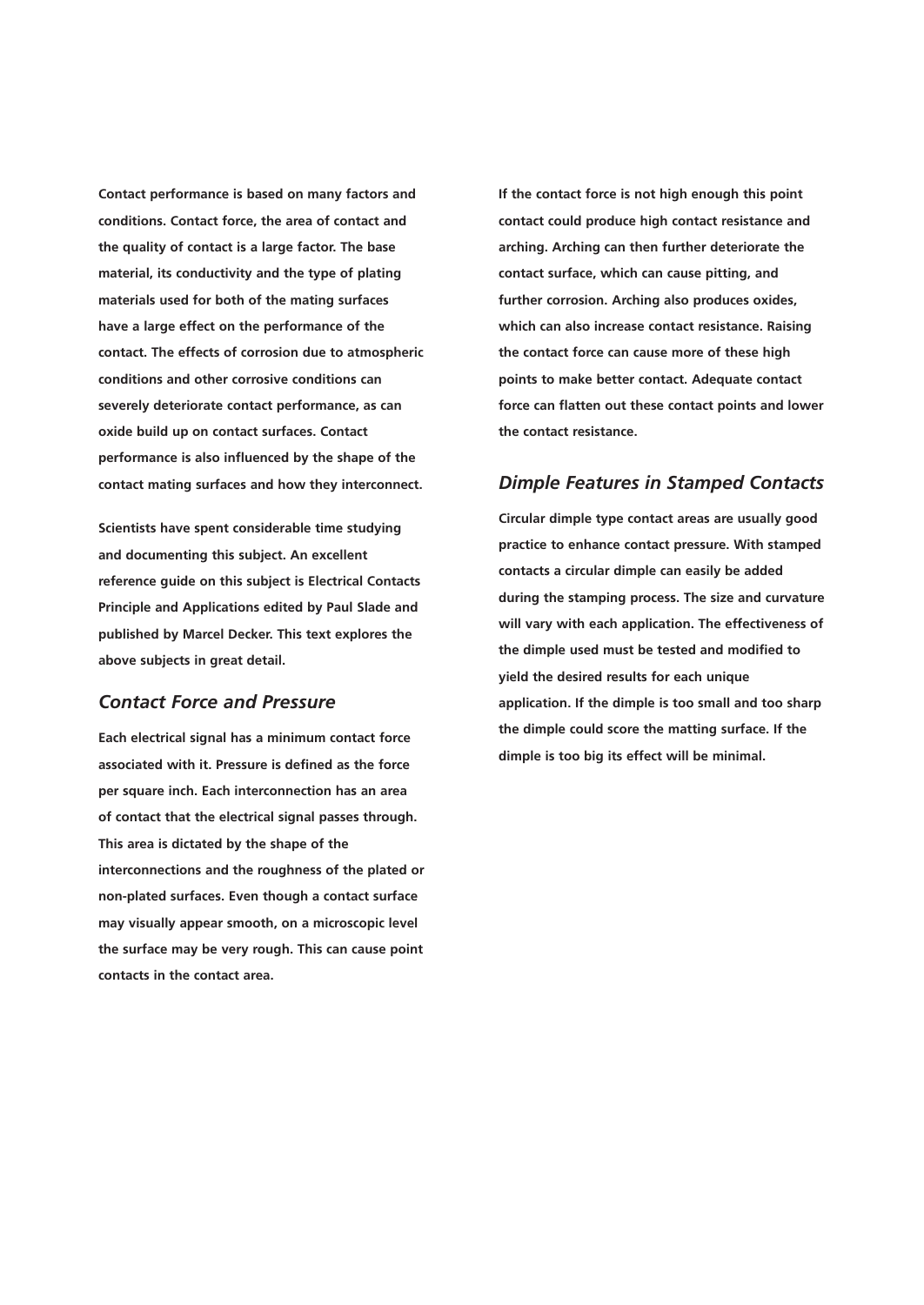Contact performance is based on many factors and conditions. Contact force, the area of contact and the quality of contact is a large factor. The base material, its conductivity and the type of plating materials used for both of the mating surfaces have a large effect on the performance of the contact. The effects of corrosion due to atmospheric conditions and other corrosive conditions can severely deteriorate contact performance, as can oxide build up on contact surfaces. Contact performance is also influenced by the shape of the contact mating surfaces and how they interconnect.

Scientists have spent considerable time studying and documenting this subject. An excellent reference guide on this subject is Electrical Contacts Principle and Applications edited by Paul Slade and published by Marcel Decker. This text explores the above subjects in great detail.

## *Contact Force and Pressure*

Each electrical signal has a minimum contact force associated with it. Pressure is defined as the force per square inch. Each interconnection has an area of contact that the electrical signal passes through. This area is dictated by the shape of the interconnections and the roughness of the plated or non-plated surfaces. Even though a contact surface may visually appear smooth, on a microscopic level the surface may be very rough. This can cause point contacts in the contact area.

If the contact force is not high enough this point contact could produce high contact resistance and arching. Arching can then further deteriorate the contact surface, which can cause pitting, and further corrosion. Arching also produces oxides, which can also increase contact resistance. Raising the contact force can cause more of these high points to make better contact. Adequate contact force can flatten out these contact points and lower the contact resistance.

## *Dimple Features in Stamped Contacts*

Circular dimple type contact areas are usually good practice to enhance contact pressure. With stamped contacts a circular dimple can easily be added during the stamping process. The size and curvature will vary with each application. The effectiveness of the dimple used must be tested and modified to yield the desired results for each unique application. If the dimple is too small and too sharp the dimple could score the matting surface. If the dimple is too big its effect will be minimal.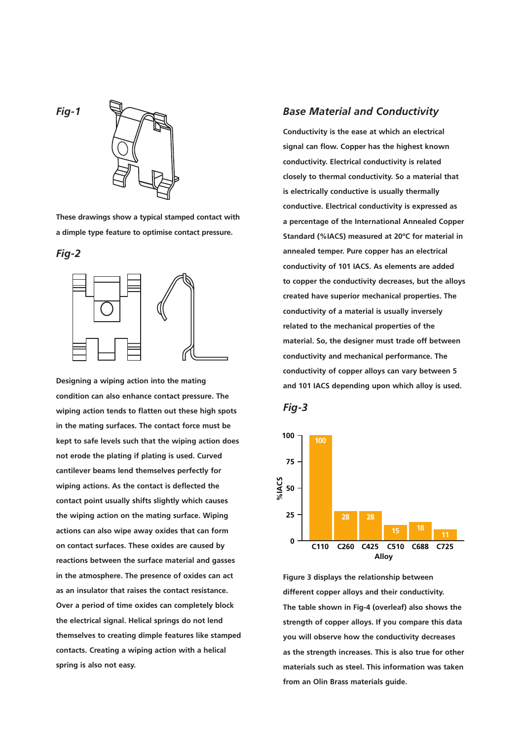*Fig-1*

These drawings show a typical stamped contact with a dimple type feature to optimise contact pressure.

*Fig-2*

Designing a wiping action into the mating condition can also enhance contact pressure. The wiping action tends to flatten out these high spots in the mating surfaces. The contact force must be kept to safe levels such that the wiping action does not erode the plating if plating is used. Curved cantilever beams lend themselves perfectly for wiping actions. As the contact is deflected the contact point usually shifts slightly which causes the wiping action on the mating surface. Wiping actions can also wipe away oxides that can form on contact surfaces. These oxides are caused by reactions between the surface material and gasses in the atmosphere. The presence of oxides can act as an insulator that raises the contact resistance. Over a period of time oxides can completely block the electrical signal. Helical springs do not lend themselves to creating dimple features like stamped contacts. Creating a wiping action with a helical spring is also not easy.

## *Base Material and Conductivity*

Conductivity is the ease at which an electrical signal can flow. Copper has the highest known conductivity. Electrical conductivity is related closely to thermal conductivity. So a material that is electrically conductive is usually thermally conductive. Electrical conductivity is expressed as a percentage of the International Annealed Copper Standard (%IACS) measured at 20°C for material in annealed temper. Pure copper has an electrical conductivity of 101 IACS. As elements are added to copper the conductivity decreases, but the alloys created have superior mechanical properties. The conductivity of a material is usually inversely related to the mechanical properties of the material. So, the designer must trade off between conductivity and mechanical performance. The conductivity of copper alloys can vary between 5 and 101 IACS depending upon which alloy is used.

*Fig-3*

| Alloy | %IACS |
|---|---|
| C110 | 100 |
| C260 | 28 |
| C425 | 28 |
| C510 | 15 |
| C688 | 18 |
| C725 | 11 |

Figure 3 displays the relationship between different copper alloys and their conductivity. The table shown in Fig-4 (overleaf) also shows the strength of copper alloys. If you compare this data you will observe how the conductivity decreases as the strength increases. This is also true for other materials such as steel. This information was taken from an Olin Brass materials guide.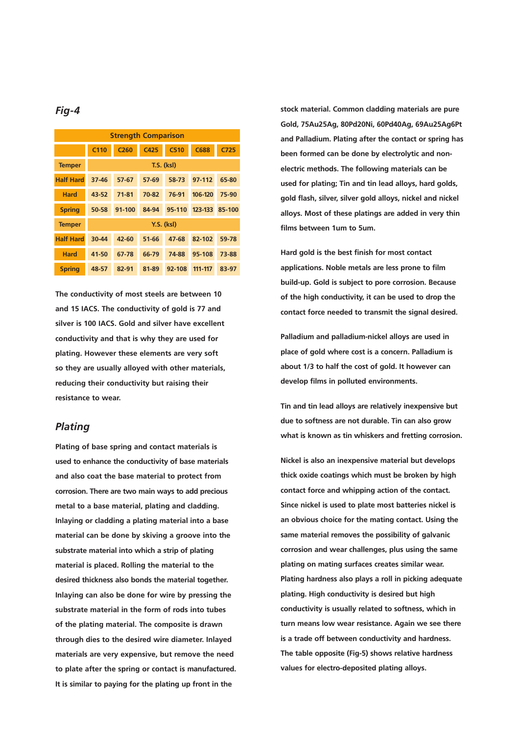*Fig-4*

| Strength Comparison | | | | | | |
|---|---|---|---|---|---|---|
| | C110 | C260 | C425 | C510 | C688 | C725 |
| Temper | T.S. (ksi) | | | | | |
| Half Hard | 37-46 | 57-67 | 57-69 | 58-73 | 97-112 | 65-80 |
| Hard | 43-52 | 71-81 | 70-82 | 76-91 | 106-120 | 75-90 |
| Spring | 50-58 | 91-100 | 84-94 | 95-110 | 123-133 | 85-100 |
| Temper | Y.S. (ksi) | | | | | |
| Half Hard | 30-44 | 42-60 | 51-66 | 47-68 | 82-102 | 59-78 |
| Hard | 41-50 | 67-78 | 66-79 | 74-88 | 95-108 | 73-88 |
| Spring | 48-57 | 82-91 | 81-89 | 92-108 | 111-117 | 83-97 |

The conductivity of most steels are between 10 and 15 IACS. The conductivity of gold is 77 and silver is 100 IACS. Gold and silver have excellent conductivity and that is why they are used for plating. However these elements are very soft so they are usually alloyed with other materials, reducing their conductivity but raising their resistance to wear.

## Plating

Plating of base spring and contact materials is used to enhance the conductivity of base materials and also coat the base material to protect from corrosion. There are two main ways to add precious metal to a base material, plating and cladding. Inlaying or cladding a plating material into a base material can be done by skiving a groove into the substrate material into which a strip of plating material is placed. Rolling the material to the desired thickness also bonds the material together. Inlaying can also be done for wire by pressing the substrate material in the form of rods into tubes of the plating material. The composite is drawn through dies to the desired wire diameter. Inlayed materials are very expensive, but remove the need to plate after the spring or contact is manufactured. It is similar to paying for the plating up front in the stock material. Common cladding materials are pure Gold, 75Au25Ag, 80Pd20Ni, 60Pd40Ag, 69Au25Ag6Pt and Palladium. Plating after the contact or spring has been formed can be done by electrolytic and non-electric methods. The following materials can be used for plating; Tin and tin lead alloys, hard golds, gold flash, silver, silver gold alloys, nickel and nickel alloys. Most of these platings are added in very thin films between 1um to 5um.

Hard gold is the best finish for most contact applications. Noble metals are less prone to film build-up. Gold is subject to pore corrosion. Because of the high conductivity, it can be used to drop the contact force needed to transmit the signal desired.

Palladium and palladium-nickel alloys are used in place of gold where cost is a concern. Palladium is about 1/3 to half the cost of gold. It however can develop films in polluted environments.

Tin and tin lead alloys are relatively inexpensive but due to softness are not durable. Tin can also grow what is known as tin whiskers and fretting corrosion.

Nickel is also an inexpensive material but develops thick oxide coatings which must be broken by high contact force and whipping action of the contact. Since nickel is used to plate most batteries nickel is an obvious choice for the mating contact. Using the same material removes the possibility of galvanic corrosion and wear challenges, plus using the same plating on mating surfaces creates similar wear. Plating hardness also plays a roll in picking adequate plating. High conductivity is desired but high conductivity is usually related to softness, which in turn means low wear resistance. Again we see there is a trade off between conductivity and hardness. The table opposite (Fig-5) shows relative hardness values for electro-deposited plating alloys.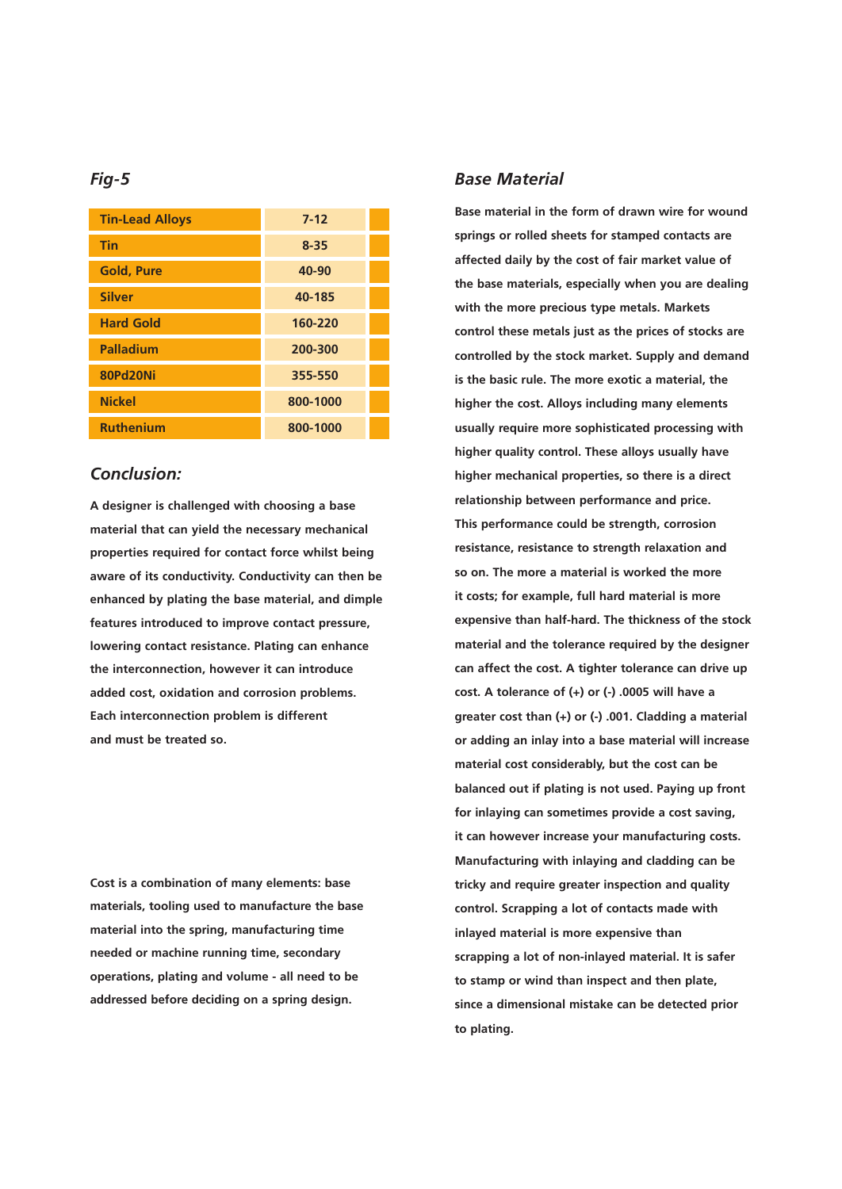*Fig-5*

| | |
|---|---|
| Tin-Lead Alloys | 7-12 |
| Tin | 8-35 |
| Gold, Pure | 40-90 |
| Silver | 40-185 |
| Hard Gold | 160-220 |
| Palladium | 200-300 |
| 80Pd20Ni | 355-550 |
| Nickel | 800-1000 |
| Ruthenium | 800-1000 |

## *Conclusion:*

A designer is challenged with choosing a base material that can yield the necessary mechanical properties required for contact force whilst being aware of its conductivity. Conductivity can then be enhanced by plating the base material, and dimple features introduced to improve contact pressure, lowering contact resistance. Plating can enhance the interconnection, however it can introduce added cost, oxidation and corrosion problems. Each interconnection problem is different and must be treated so.

Cost is a combination of many elements: base materials, tooling used to manufacture the base material into the spring, manufacturing time needed or machine running time, secondary operations, plating and volume - all need to be addressed before deciding on a spring design.

## *Base Material*

Base material in the form of drawn wire for wound springs or rolled sheets for stamped contacts are affected daily by the cost of fair market value of the base materials, especially when you are dealing with the more precious type metals. Markets control these metals just as the prices of stocks are controlled by the stock market. Supply and demand is the basic rule. The more exotic a material, the higher the cost. Alloys including many elements usually require more sophisticated processing with higher quality control. These alloys usually have higher mechanical properties, so there is a direct relationship between performance and price. This performance could be strength, corrosion resistance, resistance to strength relaxation and so on. The more a material is worked the more it costs; for example, full hard material is more expensive than half-hard. The thickness of the stock material and the tolerance required by the designer can affect the cost. A tighter tolerance can drive up cost. A tolerance of (+) or (-) .0005 will have a greater cost than (+) or (-) .001. Cladding a material or adding an inlay into a base material will increase material cost considerably, but the cost can be balanced out if plating is not used. Paying up front for inlaying can sometimes provide a cost saving, it can however increase your manufacturing costs. Manufacturing with inlaying and cladding can be tricky and require greater inspection and quality control. Scrapping a lot of contacts made with inlayed material is more expensive than scrapping a lot of non-inlayed material. It is safer to stamp or wind than inspect and then plate, since a dimensional mistake can be detected prior to plating.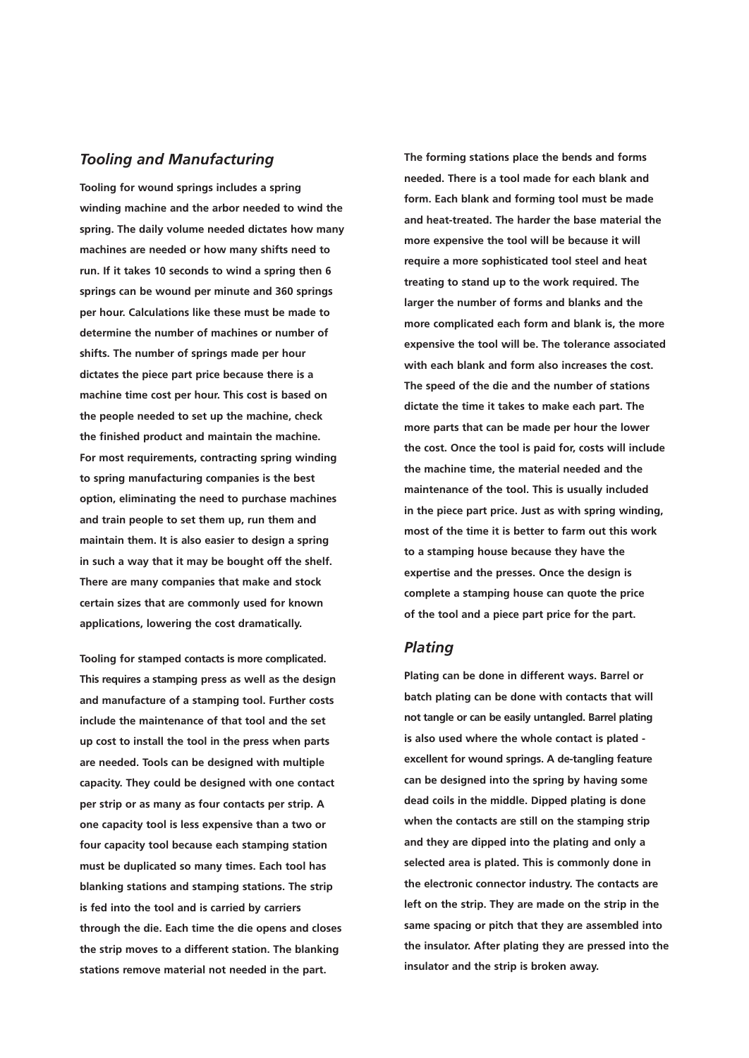## *Tooling and Manufacturing*

**Tooling for wound springs includes a spring winding machine and the arbor needed to wind the spring. The daily volume needed dictates how many machines are needed or how many shifts need to run. If it takes 10 seconds to wind a spring then 6 springs can be wound per minute and 360 springs per hour. Calculations like these must be made to determine the number of machines or number of shifts. The number of springs made per hour dictates the piece part price because there is a machine time cost per hour. This cost is based on the people needed to set up the machine, check the finished product and maintain the machine. For most requirements, contracting spring winding to spring manufacturing companies is the best option, eliminating the need to purchase machines and train people to set them up, run them and maintain them. It is also easier to design a spring in such a way that it may be bought off the shelf. There are many companies that make and stock certain sizes that are commonly used for known applications, lowering the cost dramatically.**

**Tooling for stamped contacts is more complicated. This requires a stamping press as well as the design and manufacture of a stamping tool. Further costs include the maintenance of that tool and the set up cost to install the tool in the press when parts are needed. Tools can be designed with multiple capacity. They could be designed with one contact per strip or as many as four contacts per strip. A one capacity tool is less expensive than a two or four capacity tool because each stamping station must be duplicated so many times. Each tool has blanking stations and stamping stations. The strip is fed into the tool and is carried by carriers through the die. Each time the die opens and closes the strip moves to a different station. The blanking stations remove material not needed in the part. The forming stations place the bends and forms needed. There is a tool made for each blank and form. Each blank and forming tool must be made and heat-treated. The harder the base material the more expensive the tool will be because it will require a more sophisticated tool steel and heat treating to stand up to the work required. The larger the number of forms and blanks and the more complicated each form and blank is, the more expensive the tool will be. The tolerance associated with each blank and form also increases the cost. The speed of the die and the number of stations dictate the time it takes to make each part. The more parts that can be made per hour the lower the cost. Once the tool is paid for, costs will include the machine time, the material needed and the maintenance of the tool. This is usually included in the piece part price. Just as with spring winding, most of the time it is better to farm out this work to a stamping house because they have the expertise and the presses. Once the design is complete a stamping house can quote the price of the tool and a piece part price for the part.**

## *Plating*

**Plating can be done in different ways. Barrel or batch plating can be done with contacts that will not tangle or can be easily untangled. Barrel plating is also used where the whole contact is plated - excellent for wound springs. A de-tangling feature can be designed into the spring by having some dead coils in the middle. Dipped plating is done when the contacts are still on the stamping strip and they are dipped into the plating and only a selected area is plated. This is commonly done in the electronic connector industry. The contacts are left on the strip. They are made on the strip in the same spacing or pitch that they are assembled into the insulator. After plating they are pressed into the insulator and the strip is broken away.**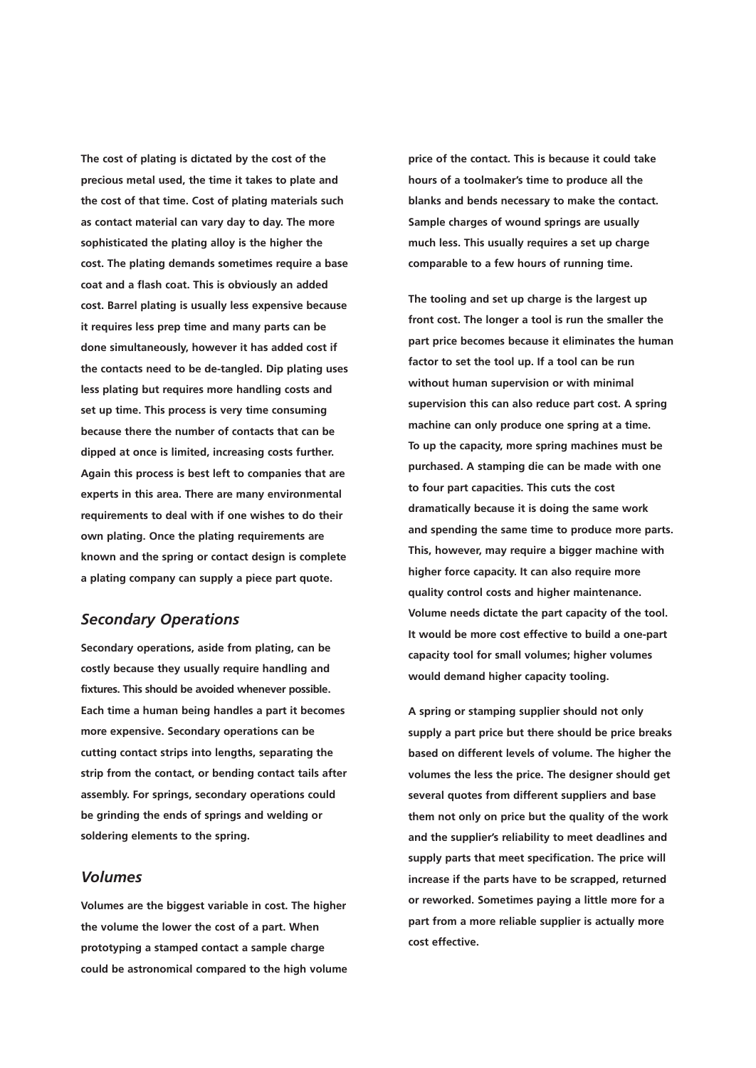The cost of plating is dictated by the cost of the precious metal used, the time it takes to plate and the cost of that time. Cost of plating materials such as contact material can vary day to day. The more sophisticated the plating alloy is the higher the cost. The plating demands sometimes require a base coat and a flash coat. This is obviously an added cost. Barrel plating is usually less expensive because it requires less prep time and many parts can be done simultaneously, however it has added cost if the contacts need to be de-tangled. Dip plating uses less plating but requires more handling costs and set up time. This process is very time consuming because there the number of contacts that can be dipped at once is limited, increasing costs further. Again this process is best left to companies that are experts in this area. There are many environmental requirements to deal with if one wishes to do their own plating. Once the plating requirements are known and the spring or contact design is complete a plating company can supply a piece part quote.

## *Secondary Operations*

Secondary operations, aside from plating, can be costly because they usually require handling and fixtures. This should be avoided whenever possible. Each time a human being handles a part it becomes more expensive. Secondary operations can be cutting contact strips into lengths, separating the strip from the contact, or bending contact tails after assembly. For springs, secondary operations could be grinding the ends of springs and welding or soldering elements to the spring.

## *Volumes*

Volumes are the biggest variable in cost. The higher the volume the lower the cost of a part. When prototyping a stamped contact a sample charge could be astronomical compared to the high volume price of the contact. This is because it could take hours of a toolmaker's time to produce all the blanks and bends necessary to make the contact. Sample charges of wound springs are usually much less. This usually requires a set up charge comparable to a few hours of running time.

The tooling and set up charge is the largest up front cost. The longer a tool is run the smaller the part price becomes because it eliminates the human factor to set the tool up. If a tool can be run without human supervision or with minimal supervision this can also reduce part cost. A spring machine can only produce one spring at a time. To up the capacity, more spring machines must be purchased. A stamping die can be made with one to four part capacities. This cuts the cost dramatically because it is doing the same work and spending the same time to produce more parts. This, however, may require a bigger machine with higher force capacity. It can also require more quality control costs and higher maintenance. Volume needs dictate the part capacity of the tool. It would be more cost effective to build a one-part capacity tool for small volumes; higher volumes would demand higher capacity tooling.

A spring or stamping supplier should not only supply a part price but there should be price breaks based on different levels of volume. The higher the volumes the less the price. The designer should get several quotes from different suppliers and base them not only on price but the quality of the work and the supplier's reliability to meet deadlines and supply parts that meet specification. The price will increase if the parts have to be scrapped, returned or reworked. Sometimes paying a little more for a part from a more reliable supplier is actually more cost effective.